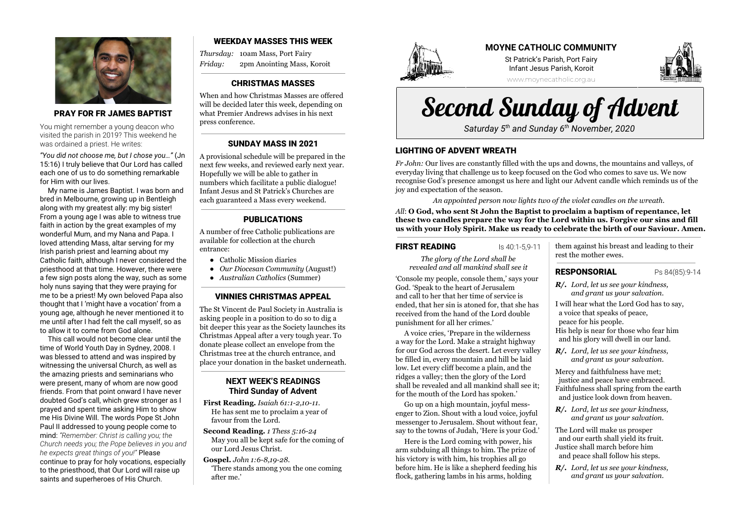## PRAY FOR FR JAMES BAPTIST

You might remember a young deacon who visited the parish in 2019? This weekend he was ordained a priest. He writes:

*"You did not choose me, but I chose you…"* (Jn 15:16) I truly believe that Our Lord has called each one of us to do something remarkable for Him with our lives.

My name is James Baptist. I was born and bred in Melbourne, growing up in Bentleigh along with my greatest ally: my big sister! From a young age I was able to witness true faith in action by the great examples of my wonderful Mum, and my Nana and Papa. I loved attending Mass, altar serving for my Irish parish priest and learning about my Catholic faith, although I never considered the priesthood at that time. However, there were a few sign posts along the way, such as some holy nuns saying that they were praying for me to be a priest! My own beloved Papa also thought that I 'might have a vocation' from a young age, although he never mentioned it to me until after I had felt the call myself, so as to allow it to come from God alone.

This call would not become clear until the time of World Youth Day in Sydney, 2008. I was blessed to attend and was inspired by witnessing the universal Church, as well as the amazing priests and seminarians who were present, many of whom are now good friends. From that point onward I have never doubted God's call, which grew stronger as I prayed and spent time asking Him to show me His Divine Will. The words Pope St John Paul II addressed to young people come to mind: *"Remember: Christ is calling you; the Church needs you; the Pope believes in you and he expects great things of you!"* Please continue to pray for holy vocations, especially to the priesthood, that Our Lord will raise up saints and superheroes of His Church.

## WEEKDAY MASSES THIS WEEK

*Thursday:* 10am Mass, Port Fairy
*Friday:* 2pm Anointing Mass, Koroit

## CHRISTMAS MASSES

When and how Christmas Masses are offered will be decided later this week, depending on what Premier Andrews advises in his next press conference.

## SUNDAY MASS IN 2021

A provisional schedule will be prepared in the next few weeks, and reviewed early next year. Hopefully we will be able to gather in numbers which facilitate a public dialogue! Infant Jesus and St Patrick's Churches are each guaranteed a Mass every weekend.

## PUBLICATIONS

A number of free Catholic publications are available for collection at the church entrance:

- Catholic Mission diaries
- *Our Diocesan Community* (August!)
- *Australian Catholics* (Summer)

## VINNIES CHRISTMAS APPEAL

The St Vincent de Paul Society in Australia is asking people in a position to do so to dig a bit deeper this year as the Society launches its Christmas Appeal after a very tough year. To donate please collect an envelope from the Christmas tree at the church entrance, and place your donation in the basket underneath.

## NEXT WEEK'S READINGS
### Third Sunday of Advent

**First Reading.** *Isaiah 61:1-2,10-11.*
He has sent me to proclaim a year of favour from the Lord.

**Second Reading.** *1 Thess 5:16-24*
May you all be kept safe for the coming of our Lord Jesus Christ.

**Gospel.** *John 1:6-8,19-28.*
'There stands among you the one coming after me.'

## MOYNE CATHOLIC COMMUNITY

St Patrick's Parish, Port Fairy
Infant Jesus Parish, Koroit
www.moynecatholic.org.au

# Second Sunday of Advent

*Saturday 5th and Sunday 6th November, 2020*

## LIGHTING OF ADVENT WREATH

*Fr John:* Our lives are constantly filled with the ups and downs, the mountains and valleys, of everyday living that challenge us to keep focused on the God who comes to save us. We now recognise God's presence amongst us here and light our Advent candle which reminds us of the joy and expectation of the season.

*An appointed person now lights two of the violet candles on the wreath.*

*All*: **O God, who sent St John the Baptist to proclaim a baptism of repentance, let these two candles prepare the way for the Lord within us. Forgive our sins and fill us with your Holy Spirit. Make us ready to celebrate the birth of our Saviour. Amen.**

## FIRST READING — Is 40:1-5,9-11

*The glory of the Lord shall be revealed and all mankind shall see it*

'Console my people, console them,' says your God. 'Speak to the heart of Jerusalem and call to her that her time of service is ended, that her sin is atoned for, that she has received from the hand of the Lord double punishment for all her crimes.'

A voice cries, 'Prepare in the wilderness a way for the Lord. Make a straight highway for our God across the desert. Let every valley be filled in, every mountain and hill be laid low. Let every cliff become a plain, and the ridges a valley; then the glory of the Lord shall be revealed and all mankind shall see it; for the mouth of the Lord has spoken.'

Go up on a high mountain, joyful messenger to Zion. Shout with a loud voice, joyful messenger to Jerusalem. Shout without fear, say to the towns of Judah, 'Here is your God.'

Here is the Lord coming with power, his arm subduing all things to him. The prize of his victory is with him, his trophies all go before him. He is like a shepherd feeding his flock, gathering lambs in his arms, holding them against his breast and leading to their rest the mother ewes.

## RESPONSORIAL — Ps 84(85):9-14

***R/.*** *Lord, let us see your kindness, and grant us your salvation.*

I will hear what the Lord God has to say,
a voice that speaks of peace,
peace for his people.
His help is near for those who fear him
and his glory will dwell in our land.

***R/.*** *Lord, let us see your kindness, and grant us your salvation.*

Mercy and faithfulness have met;
justice and peace have embraced.
Faithfulness shall spring from the earth
and justice look down from heaven.

***R/.*** *Lord, let us see your kindness, and grant us your salvation.*

The Lord will make us prosper
and our earth shall yield its fruit.
Justice shall march before him
and peace shall follow his steps.

***R/.*** *Lord, let us see your kindness, and grant us your salvation.*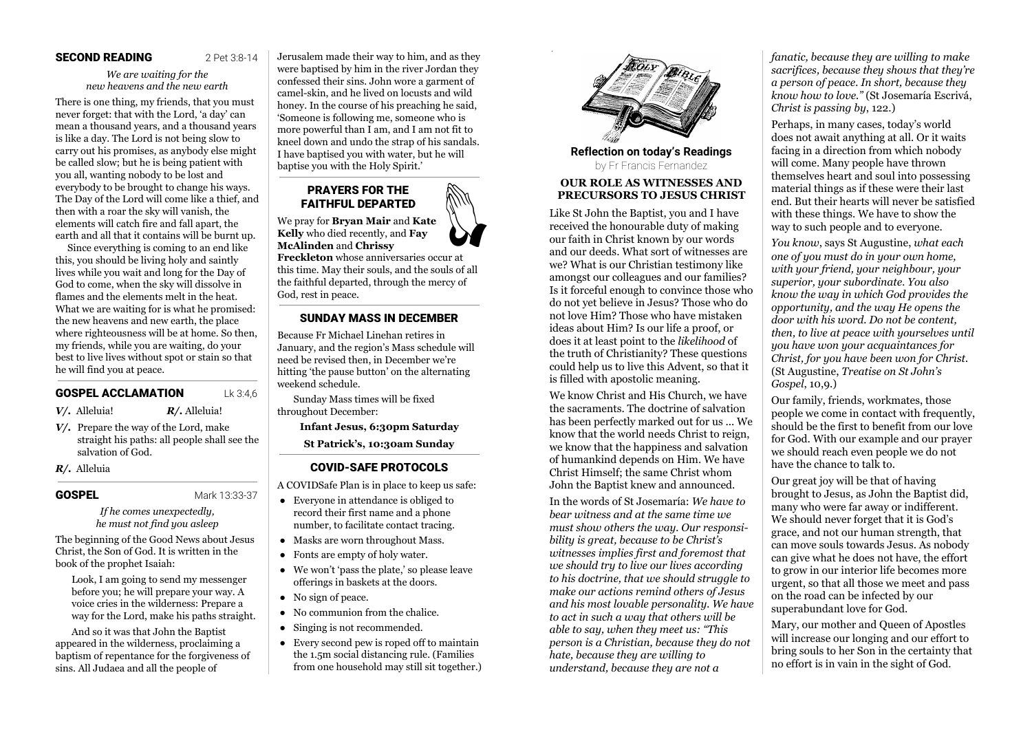## SECOND READING

2 Pet 3:8-14

*We are waiting for the new heavens and the new earth*

There is one thing, my friends, that you must never forget: that with the Lord, 'a day' can mean a thousand years, and a thousand years is like a day. The Lord is not being slow to carry out his promises, as anybody else might be called slow; but he is being patient with you all, wanting nobody to be lost and everybody to be brought to change his ways. The Day of the Lord will come like a thief, and then with a roar the sky will vanish, the elements will catch fire and fall apart, the earth and all that it contains will be burnt up.

Since everything is coming to an end like this, you should be living holy and saintly lives while you wait and long for the Day of God to come, when the sky will dissolve in flames and the elements melt in the heat. What we are waiting for is what he promised: the new heavens and new earth, the place where righteousness will be at home. So then, my friends, while you are waiting, do your best to live lives without spot or stain so that he will find you at peace.

## GOSPEL ACCLAMATION

Lk 3:4,6

***V/.*** Alleluia! ***R/.*** Alleluia!

***V/.*** Prepare the way of the Lord, make straight his paths: all people shall see the salvation of God.

***R/.*** Alleluia

## GOSPEL

Mark 13:33-37

*If he comes unexpectedly, he must not find you asleep*

The beginning of the Good News about Jesus Christ, the Son of God. It is written in the book of the prophet Isaiah:

Look, I am going to send my messenger before you; he will prepare your way. A voice cries in the wilderness: Prepare a way for the Lord, make his paths straight.

And so it was that John the Baptist appeared in the wilderness, proclaiming a baptism of repentance for the forgiveness of sins. All Judaea and all the people of Jerusalem made their way to him, and as they were baptised by him in the river Jordan they confessed their sins. John wore a garment of camel-skin, and he lived on locusts and wild honey. In the course of his preaching he said, 'Someone is following me, someone who is more powerful than I am, and I am not fit to kneel down and undo the strap of his sandals. I have baptised you with water, but he will baptise you with the Holy Spirit.'

## PRAYERS FOR THE FAITHFUL DEPARTED

We pray for **Bryan Mair** and **Kate Kelly** who died recently, and **Fay McAlinden** and **Chrissy Freckleton** whose anniversaries occur at this time. May their souls, and the souls of all the faithful departed, through the mercy of God, rest in peace.

## SUNDAY MASS IN DECEMBER

Because Fr Michael Linehan retires in January, and the region's Mass schedule will need be revised then, in December we're hitting 'the pause button' on the alternating weekend schedule.

Sunday Mass times will be fixed throughout December:

**Infant Jesus, 6:30pm Saturday**

**St Patrick's, 10:30am Sunday**

## COVID-SAFE PROTOCOLS

A COVIDSafe Plan is in place to keep us safe:

- Everyone in attendance is obliged to record their first name and a phone number, to facilitate contact tracing.
- Masks are worn throughout Mass.
- Fonts are empty of holy water.
- We won't 'pass the plate,' so please leave offerings in baskets at the doors.
- No sign of peace.
- No communion from the chalice.
- Singing is not recommended.
- Every second pew is roped off to maintain the 1.5m social distancing rule. (Families from one household may still sit together.)

**Reflection on today's Readings**
by Fr Francis Fernandez

### OUR ROLE AS WITNESSES AND PRECURSORS TO JESUS CHRIST

Like St John the Baptist, you and I have received the honourable duty of making our faith in Christ known by our words and our deeds. What sort of witnesses are we? What is our Christian testimony like amongst our colleagues and our families? Is it forceful enough to convince those who do not yet believe in Jesus? Those who do not love Him? Those who have mistaken ideas about Him? Is our life a proof, or does it at least point to the *likelihood* of the truth of Christianity? These questions could help us to live this Advent, so that it is filled with apostolic meaning.

We know Christ and His Church, we have the sacraments. The doctrine of salvation has been perfectly marked out for us ... We know that the world needs Christ to reign, we know that the happiness and salvation of humankind depends on Him. We have Christ Himself; the same Christ whom John the Baptist knew and announced.

In the words of St Josemaría: *We have to bear witness and at the same time we must show others the way. Our responsibility is great, because to be Christ's witnesses implies first and foremost that we should try to live our lives according to his doctrine, that we should struggle to make our actions remind others of Jesus and his most lovable personality. We have to act in such a way that others will be able to say, when they meet us: "This person is a Christian, because they do not hate, because they are willing to understand, because they are not a fanatic, because they are willing to make sacrifices, because they shows that they're a person of peace. In short, because they know how to love."* (St Josemaría Escrivá, *Christ is passing by*, 122.)

Perhaps, in many cases, today's world does not await anything at all. Or it waits facing in a direction from which nobody will come. Many people have thrown themselves heart and soul into possessing material things as if these were their last end. But their hearts will never be satisfied with these things. We have to show the way to such people and to everyone.

*You know*, says St Augustine, *what each one of you must do in your own home, with your friend, your neighbour, your superior, your subordinate. You also know the way in which God provides the opportunity, and the way He opens the door with his word. Do not be content, then, to live at peace with yourselves until you have won your acquaintances for Christ, for you have been won for Christ.* (St Augustine, *Treatise on St John's Gospel*, 10,9.)

Our family, friends, workmates, those people we come in contact with frequently, should be the first to benefit from our love for God. With our example and our prayer we should reach even people we do not have the chance to talk to.

Our great joy will be that of having brought to Jesus, as John the Baptist did, many who were far away or indifferent. We should never forget that it is God's grace, and not our human strength, that can move souls towards Jesus. As nobody can give what he does not have, the effort to grow in our interior life becomes more urgent, so that all those we meet and pass on the road can be infected by our superabundant love for God.

Mary, our mother and Queen of Apostles will increase our longing and our effort to bring souls to her Son in the certainty that no effort is in vain in the sight of God.